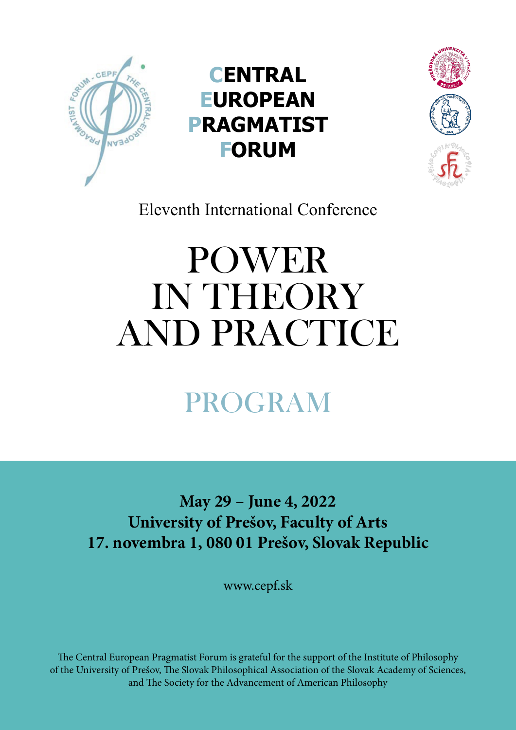# CENTRAL EUROPEAN PRAGMATIST FORUM

Eleventh International Conference

# POWER IN THEORY AND PRACTICE

## PROGRAM

**May 29 – June 4, 2022**
**University of Prešov, Faculty of Arts**
**17. novembra 1, 080 01 Prešov, Slovak Republic**

www.cepf.sk

The Central European Pragmatist Forum is grateful for the support of the Institute of Philosophy of the University of Prešov, The Slovak Philosophical Association of the Slovak Academy of Sciences, and The Society for the Advancement of American Philosophy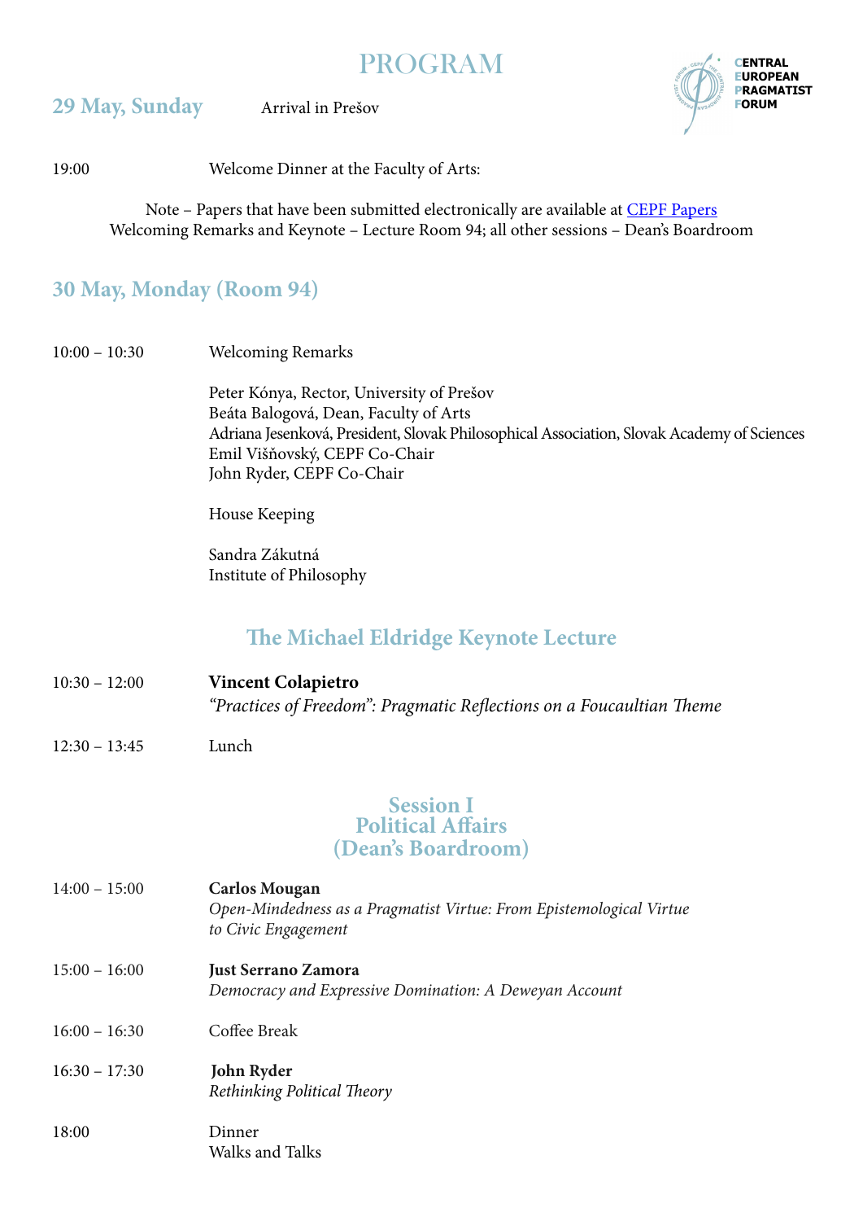# PROGRAM

CENTRAL EUROPEAN PRAGMATIST FORUM

## 29 May, Sunday

Arrival in Prešov

19:00 Welcome Dinner at the Faculty of Arts:

Note – Papers that have been submitted electronically are available at CEPF Papers
Welcoming Remarks and Keynote – Lecture Room 94; all other sessions – Dean's Boardroom

## 30 May, Monday (Room 94)

10:00 – 10:30 Welcoming Remarks

Peter Kónya, Rector, University of Prešov
Beáta Balogová, Dean, Faculty of Arts
Adriana Jesenková, President, Slovak Philosophical Association, Slovak Academy of Sciences
Emil Višňovský, CEPF Co-Chair
John Ryder, CEPF Co-Chair

House Keeping

Sandra Zákutná
Institute of Philosophy

### The Michael Eldridge Keynote Lecture

10:30 – 12:00 **Vincent Colapietro**
*"Practices of Freedom": Pragmatic Reflections on a Foucaultian Theme*

12:30 – 13:45 Lunch

### Session I
### Political Affairs
### (Dean's Boardroom)

14:00 – 15:00 **Carlos Mougan**
*Open-Mindedness as a Pragmatist Virtue: From Epistemological Virtue to Civic Engagement*

15:00 – 16:00 **Just Serrano Zamora**
*Democracy and Expressive Domination: A Deweyan Account*

16:00 – 16:30 Coffee Break

16:30 – 17:30 **John Ryder**
*Rethinking Political Theory*

18:00 Dinner
Walks and Talks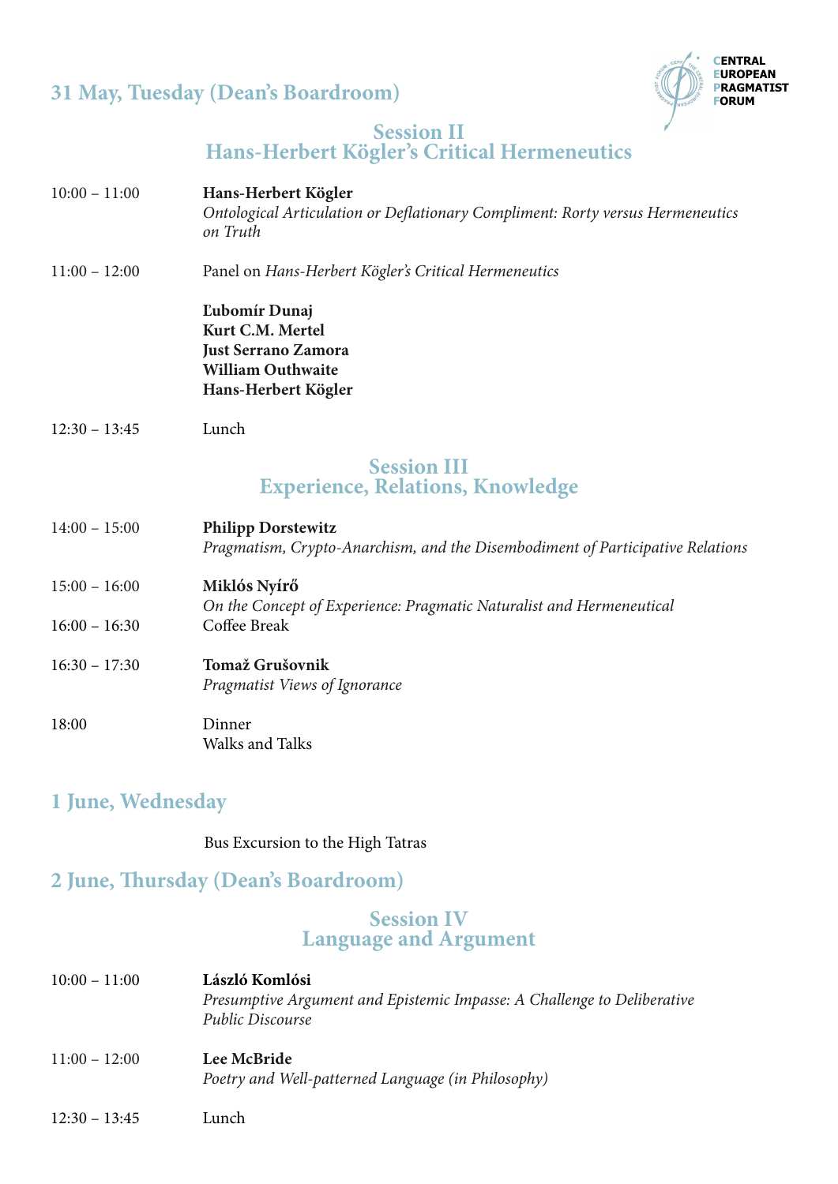## 31 May, Tuesday (Dean's Boardroom)

CENTRAL
EUROPEAN
PRAGMATIST
FORUM

### Session II
### Hans-Herbert Kögler's Critical Hermeneutics

| | |
|---|---|
| 10:00 – 11:00 | **Hans-Herbert Kögler**<br>*Ontological Articulation or Deflationary Compliment: Rorty versus Hermeneutics on Truth* |
| 11:00 – 12:00 | Panel on *Hans-Herbert Kögler's Critical Hermeneutics*<br><br>**Ľubomír Dunaj**<br>**Kurt C.M. Mertel**<br>**Just Serrano Zamora**<br>**William Outhwaite**<br>**Hans-Herbert Kögler** |
| 12:30 – 13:45 | Lunch |

### Session III
### Experience, Relations, Knowledge

| | |
|---|---|
| 14:00 – 15:00 | **Philipp Dorstewitz**<br>*Pragmatism, Crypto-Anarchism, and the Disembodiment of Participative Relations* |
| 15:00 – 16:00 | **Miklós Nyírő**<br>*On the Concept of Experience: Pragmatic Naturalist and Hermeneutical* |
| 16:00 – 16:30 | Coffee Break |
| 16:30 – 17:30 | **Tomaž Grušovnik**<br>*Pragmatist Views of Ignorance* |
| 18:00 | Dinner<br>Walks and Talks |

## 1 June, Wednesday

Bus Excursion to the High Tatras

## 2 June, Thursday (Dean's Boardroom)

### Session IV
### Language and Argument

| | |
|---|---|
| 10:00 – 11:00 | **László Komlósi**<br>*Presumptive Argument and Epistemic Impasse: A Challenge to Deliberative Public Discourse* |
| 11:00 – 12:00 | **Lee McBride**<br>*Poetry and Well-patterned Language (in Philosophy)* |
| 12:30 – 13:45 | Lunch |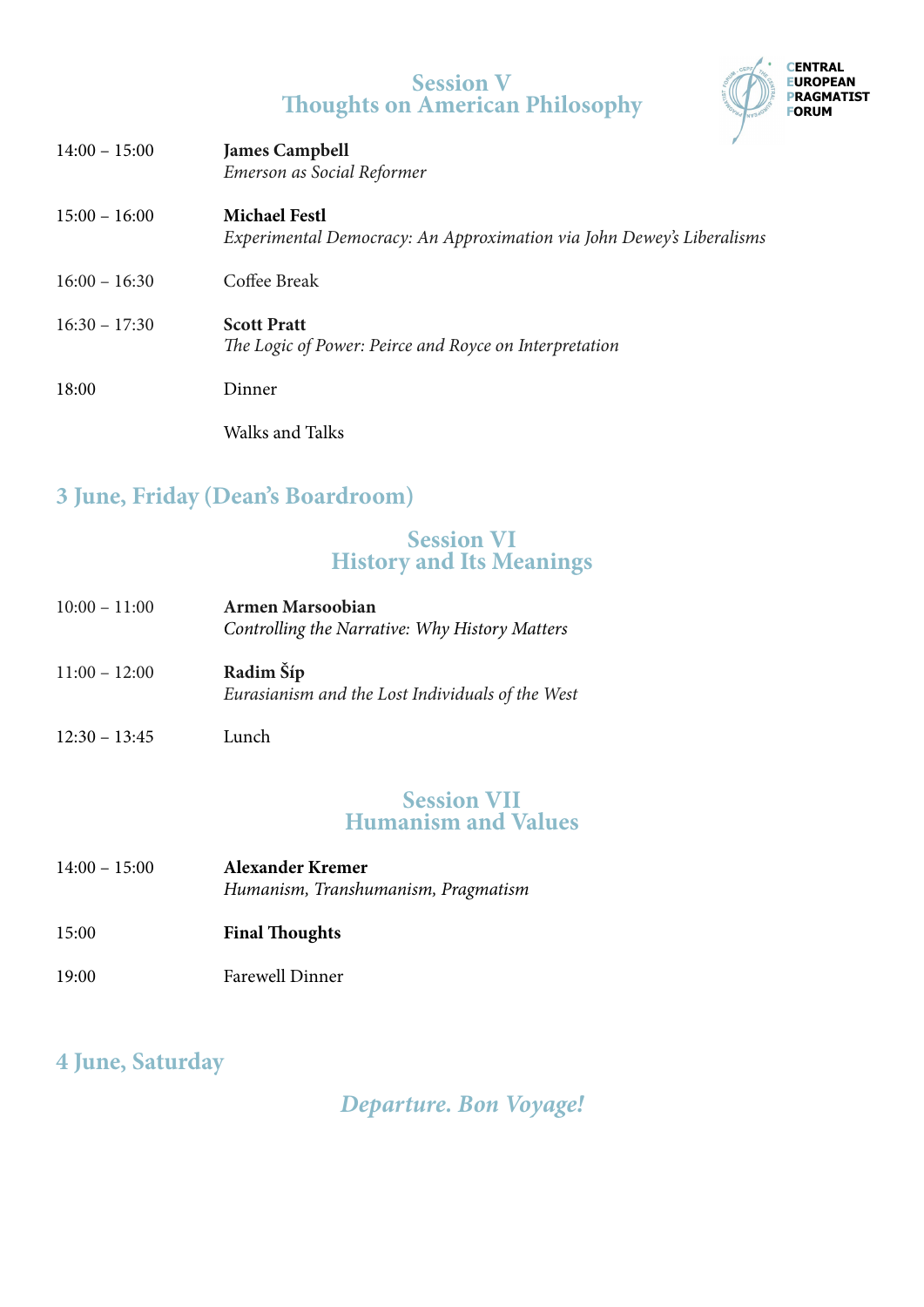## Session V
## Thoughts on American Philosophy

CENTRAL
EUROPEAN
PRAGMATIST
FORUM

| | | |
|---|---|---|
| 14:00 – 15:00 | **James Campbell**<br>*Emerson as Social Reformer* |
| 15:00 – 16:00 | **Michael Festl**<br>*Experimental Democracy: An Approximation via John Dewey's Liberalisms* |
| 16:00 – 16:30 | Coffee Break |
| 16:30 – 17:30 | **Scott Pratt**<br>*The Logic of Power: Peirce and Royce on Interpretation* |
| 18:00 | Dinner |
| | Walks and Talks |

# 3 June, Friday (Dean's Boardroom)

## Session VI
## History and Its Meanings

| | |
|---|---|
| 10:00 – 11:00 | **Armen Marsoobian**<br>*Controlling the Narrative: Why History Matters* |
| 11:00 – 12:00 | **Radim Šíp**<br>*Eurasianism and the Lost Individuals of the West* |
| 12:30 – 13:45 | Lunch |

## Session VII
## Humanism and Values

| | |
|---|---|
| 14:00 – 15:00 | **Alexander Kremer**<br>*Humanism, Transhumanism, Pragmatism* |
| 15:00 | **Final Thoughts** |
| 19:00 | Farewell Dinner |

# 4 June, Saturday

*Departure. Bon Voyage!*